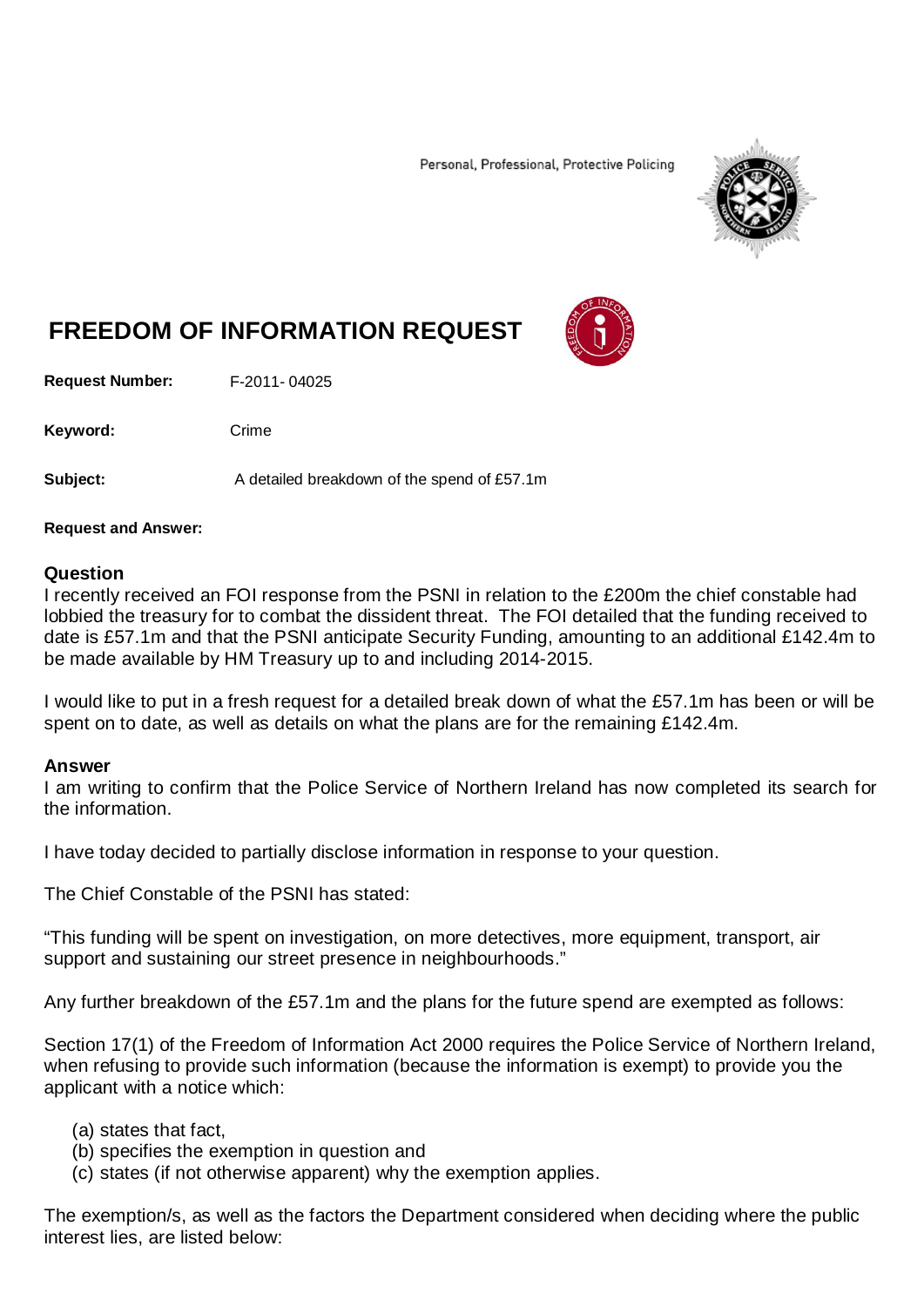Personal, Professional, Protective Policing

# FREEDOM OF INFORMATION REQUEST

**Request Number:** F-2011- 04025

**Keyword:** Crime

**Subject:** A detailed breakdown of the spend of £57.1m

**Request and Answer:**

## Question

I recently received an FOI response from the PSNI in relation to the £200m the chief constable had lobbied the treasury for to combat the dissident threat. The FOI detailed that the funding received to date is £57.1m and that the PSNI anticipate Security Funding, amounting to an additional £142.4m to be made available by HM Treasury up to and including 2014-2015.

I would like to put in a fresh request for a detailed break down of what the £57.1m has been or will be spent on to date, as well as details on what the plans are for the remaining £142.4m.

## Answer

I am writing to confirm that the Police Service of Northern Ireland has now completed its search for the information.

I have today decided to partially disclose information in response to your question.

The Chief Constable of the PSNI has stated:

"This funding will be spent on investigation, on more detectives, more equipment, transport, air support and sustaining our street presence in neighbourhoods."

Any further breakdown of the £57.1m and the plans for the future spend are exempted as follows:

Section 17(1) of the Freedom of Information Act 2000 requires the Police Service of Northern Ireland, when refusing to provide such information (because the information is exempt) to provide you the applicant with a notice which:

(a) states that fact,
(b) specifies the exemption in question and
(c) states (if not otherwise apparent) why the exemption applies.

The exemption/s, as well as the factors the Department considered when deciding where the public interest lies, are listed below: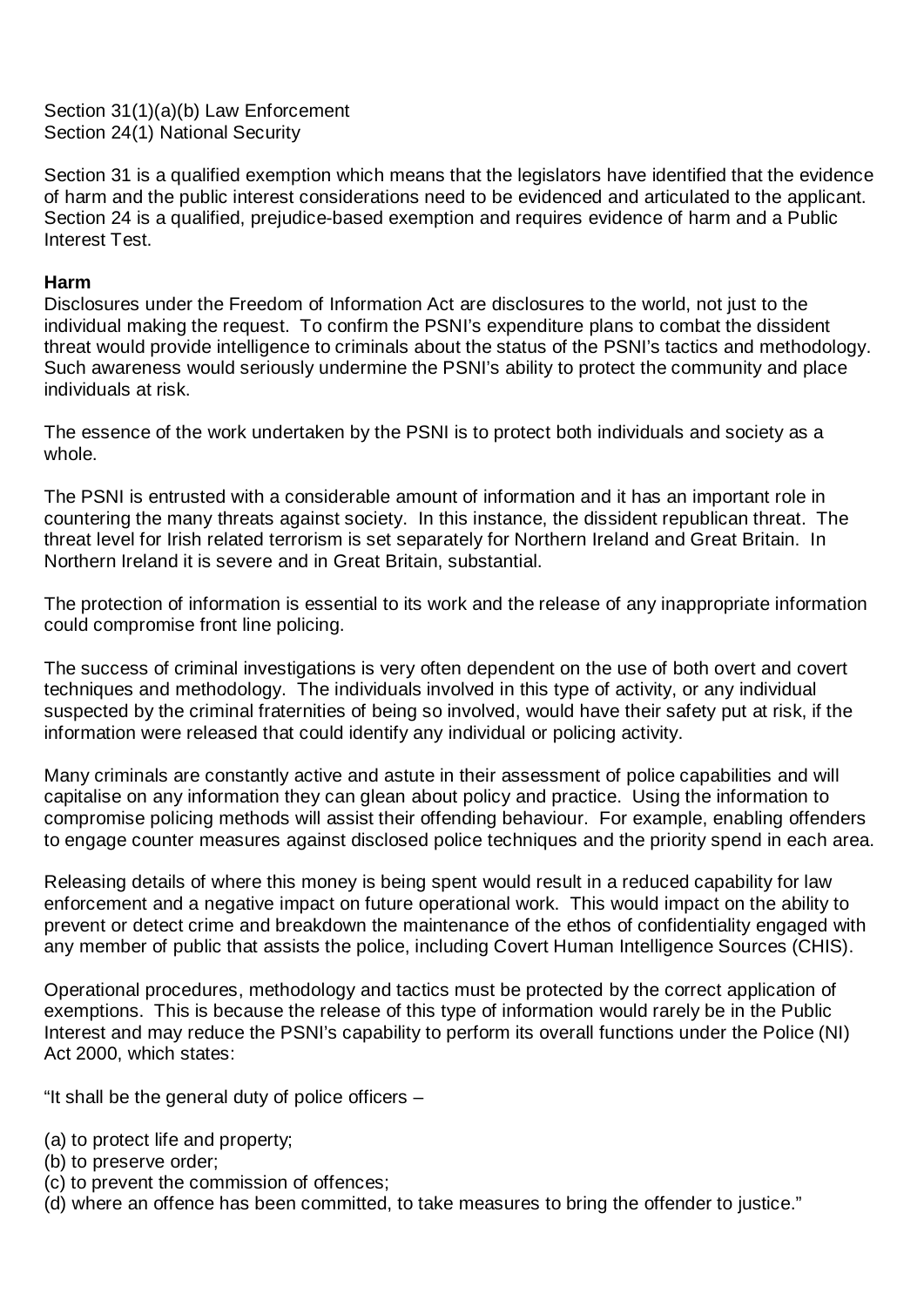Section 31(1)(a)(b) Law Enforcement
Section 24(1) National Security

Section 31 is a qualified exemption which means that the legislators have identified that the evidence of harm and the public interest considerations need to be evidenced and articulated to the applicant. Section 24 is a qualified, prejudice-based exemption and requires evidence of harm and a Public Interest Test.

**Harm**
Disclosures under the Freedom of Information Act are disclosures to the world, not just to the individual making the request. To confirm the PSNI's expenditure plans to combat the dissident threat would provide intelligence to criminals about the status of the PSNI's tactics and methodology. Such awareness would seriously undermine the PSNI's ability to protect the community and place individuals at risk.

The essence of the work undertaken by the PSNI is to protect both individuals and society as a whole.

The PSNI is entrusted with a considerable amount of information and it has an important role in countering the many threats against society. In this instance, the dissident republican threat. The threat level for Irish related terrorism is set separately for Northern Ireland and Great Britain. In Northern Ireland it is severe and in Great Britain, substantial.

The protection of information is essential to its work and the release of any inappropriate information could compromise front line policing.

The success of criminal investigations is very often dependent on the use of both overt and covert techniques and methodology. The individuals involved in this type of activity, or any individual suspected by the criminal fraternities of being so involved, would have their safety put at risk, if the information were released that could identify any individual or policing activity.

Many criminals are constantly active and astute in their assessment of police capabilities and will capitalise on any information they can glean about policy and practice. Using the information to compromise policing methods will assist their offending behaviour. For example, enabling offenders to engage counter measures against disclosed police techniques and the priority spend in each area.

Releasing details of where this money is being spent would result in a reduced capability for law enforcement and a negative impact on future operational work. This would impact on the ability to prevent or detect crime and breakdown the maintenance of the ethos of confidentiality engaged with any member of public that assists the police, including Covert Human Intelligence Sources (CHIS).

Operational procedures, methodology and tactics must be protected by the correct application of exemptions. This is because the release of this type of information would rarely be in the Public Interest and may reduce the PSNI's capability to perform its overall functions under the Police (NI) Act 2000, which states:

"It shall be the general duty of police officers –

(a) to protect life and property;
(b) to preserve order;
(c) to prevent the commission of offences;
(d) where an offence has been committed, to take measures to bring the offender to justice."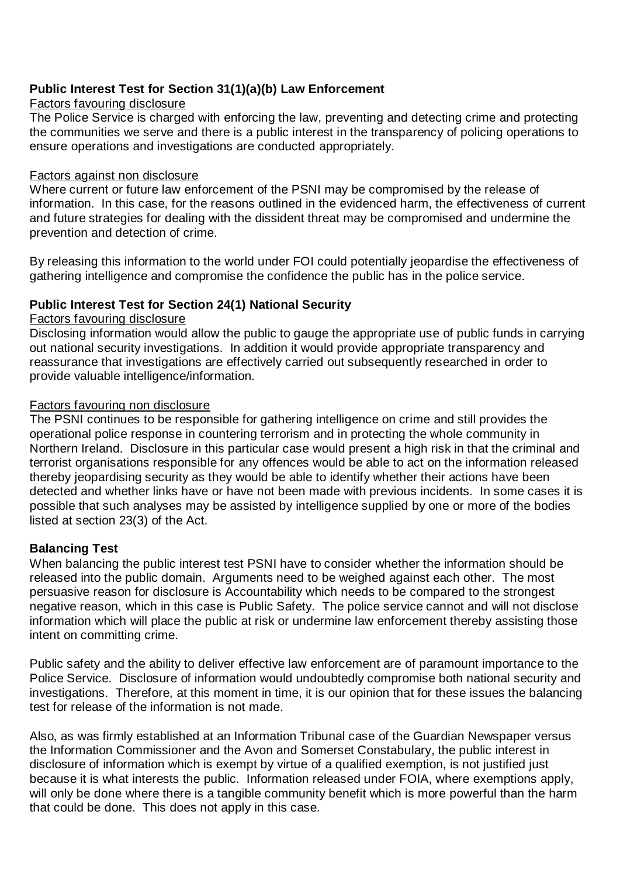**Public Interest Test for Section 31(1)(a)(b) Law Enforcement**

Factors favouring disclosure

The Police Service is charged with enforcing the law, preventing and detecting crime and protecting the communities we serve and there is a public interest in the transparency of policing operations to ensure operations and investigations are conducted appropriately.

Factors against non disclosure

Where current or future law enforcement of the PSNI may be compromised by the release of information. In this case, for the reasons outlined in the evidenced harm, the effectiveness of current and future strategies for dealing with the dissident threat may be compromised and undermine the prevention and detection of crime.

By releasing this information to the world under FOI could potentially jeopardise the effectiveness of gathering intelligence and compromise the confidence the public has in the police service.

**Public Interest Test for Section 24(1) National Security**

Factors favouring disclosure

Disclosing information would allow the public to gauge the appropriate use of public funds in carrying out national security investigations. In addition it would provide appropriate transparency and reassurance that investigations are effectively carried out subsequently researched in order to provide valuable intelligence/information.

Factors favouring non disclosure

The PSNI continues to be responsible for gathering intelligence on crime and still provides the operational police response in countering terrorism and in protecting the whole community in Northern Ireland. Disclosure in this particular case would present a high risk in that the criminal and terrorist organisations responsible for any offences would be able to act on the information released thereby jeopardising security as they would be able to identify whether their actions have been detected and whether links have or have not been made with previous incidents. In some cases it is possible that such analyses may be assisted by intelligence supplied by one or more of the bodies listed at section 23(3) of the Act.

**Balancing Test**

When balancing the public interest test PSNI have to consider whether the information should be released into the public domain. Arguments need to be weighed against each other. The most persuasive reason for disclosure is Accountability which needs to be compared to the strongest negative reason, which in this case is Public Safety. The police service cannot and will not disclose information which will place the public at risk or undermine law enforcement thereby assisting those intent on committing crime.

Public safety and the ability to deliver effective law enforcement are of paramount importance to the Police Service. Disclosure of information would undoubtedly compromise both national security and investigations. Therefore, at this moment in time, it is our opinion that for these issues the balancing test for release of the information is not made.

Also, as was firmly established at an Information Tribunal case of the Guardian Newspaper versus the Information Commissioner and the Avon and Somerset Constabulary, the public interest in disclosure of information which is exempt by virtue of a qualified exemption, is not justified just because it is what interests the public. Information released under FOIA, where exemptions apply, will only be done where there is a tangible community benefit which is more powerful than the harm that could be done. This does not apply in this case.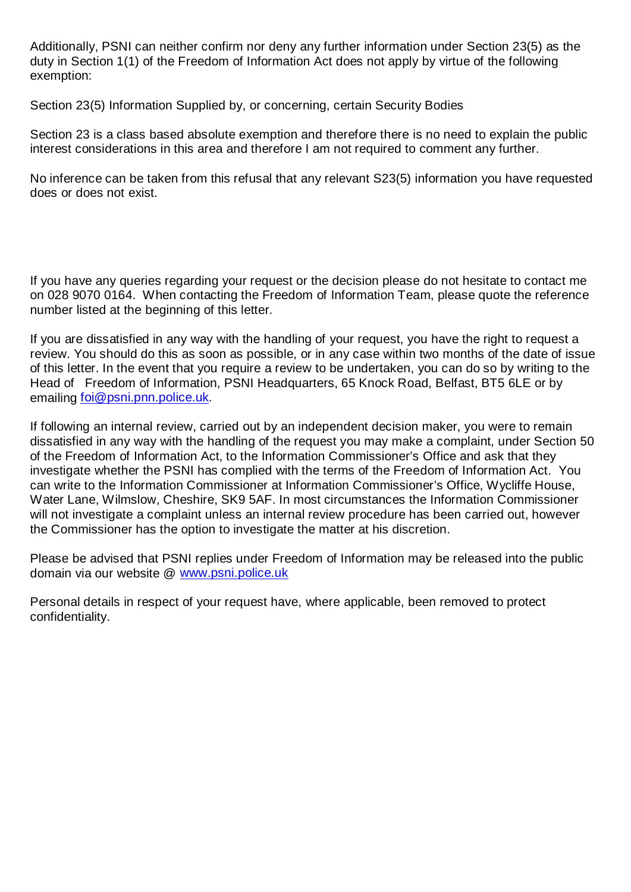Additionally, PSNI can neither confirm nor deny any further information under Section 23(5) as the duty in Section 1(1) of the Freedom of Information Act does not apply by virtue of the following exemption:

Section 23(5) Information Supplied by, or concerning, certain Security Bodies

Section 23 is a class based absolute exemption and therefore there is no need to explain the public interest considerations in this area and therefore I am not required to comment any further.

No inference can be taken from this refusal that any relevant S23(5) information you have requested does or does not exist.

If you have any queries regarding your request or the decision please do not hesitate to contact me on 028 9070 0164. When contacting the Freedom of Information Team, please quote the reference number listed at the beginning of this letter.

If you are dissatisfied in any way with the handling of your request, you have the right to request a review. You should do this as soon as possible, or in any case within two months of the date of issue of this letter. In the event that you require a review to be undertaken, you can do so by writing to the Head of Freedom of Information, PSNI Headquarters, 65 Knock Road, Belfast, BT5 6LE or by emailing [foi@psni.pnn.police.uk](mailto:foi@psni.pnn.police.uk).

If following an internal review, carried out by an independent decision maker, you were to remain dissatisfied in any way with the handling of the request you may make a complaint, under Section 50 of the Freedom of Information Act, to the Information Commissioner's Office and ask that they investigate whether the PSNI has complied with the terms of the Freedom of Information Act. You can write to the Information Commissioner at Information Commissioner's Office, Wycliffe House, Water Lane, Wilmslow, Cheshire, SK9 5AF. In most circumstances the Information Commissioner will not investigate a complaint unless an internal review procedure has been carried out, however the Commissioner has the option to investigate the matter at his discretion.

Please be advised that PSNI replies under Freedom of Information may be released into the public domain via our website @ [www.psni.police.uk](http://www.psni.police.uk)

Personal details in respect of your request have, where applicable, been removed to protect confidentiality.